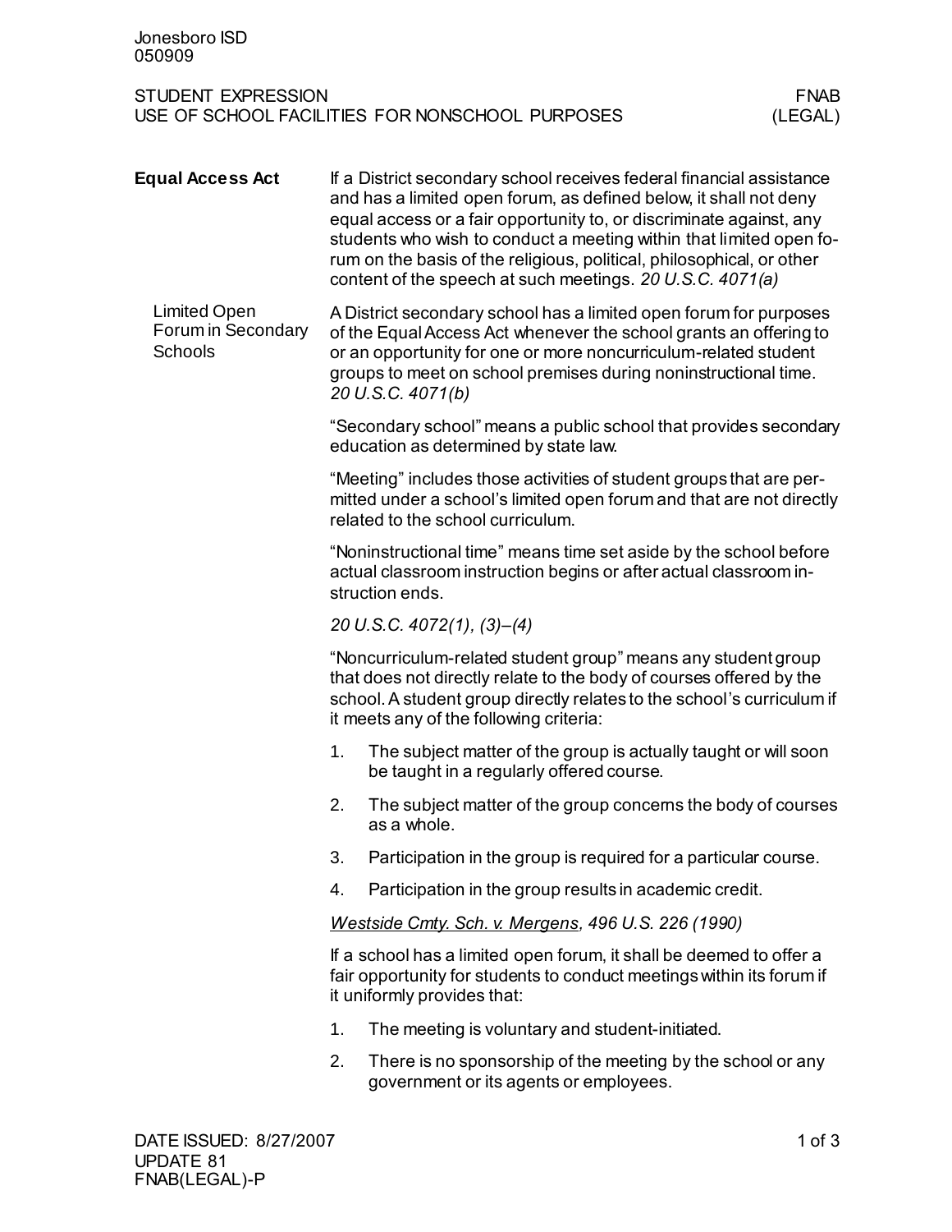Jonesboro ISD
050909

STUDENT EXPRESSION
USE OF SCHOOL FACILITIES FOR NONSCHOOL PURPOSES

FNAB
(LEGAL)

## Equal Access Act

If a District secondary school receives federal financial assistance and has a limited open forum, as defined below, it shall not deny equal access or a fair opportunity to, or discriminate against, any students who wish to conduct a meeting within that limited open forum on the basis of the religious, political, philosophical, or other content of the speech at such meetings. *20 U.S.C. 4071(a)*

### Limited Open Forum in Secondary Schools

A District secondary school has a limited open forum for purposes of the Equal Access Act whenever the school grants an offering to or an opportunity for one or more noncurriculum-related student groups to meet on school premises during noninstructional time. *20 U.S.C. 4071(b)*

"Secondary school" means a public school that provides secondary education as determined by state law.

"Meeting" includes those activities of student groups that are permitted under a school's limited open forum and that are not directly related to the school curriculum.

"Noninstructional time" means time set aside by the school before actual classroom instruction begins or after actual classroom instruction ends.

*20 U.S.C. 4072(1), (3)–(4)*

"Noncurriculum-related student group" means any student group that does not directly relate to the body of courses offered by the school. A student group directly relates to the school's curriculum if it meets any of the following criteria:

1. The subject matter of the group is actually taught or will soon be taught in a regularly offered course.
2. The subject matter of the group concerns the body of courses as a whole.
3. Participation in the group is required for a particular course.
4. Participation in the group results in academic credit.

*Westside Cmty. Sch. v. Mergens, 496 U.S. 226 (1990)*

If a school has a limited open forum, it shall be deemed to offer a fair opportunity for students to conduct meetings within its forum if it uniformly provides that:

1. The meeting is voluntary and student-initiated.
2. There is no sponsorship of the meeting by the school or any government or its agents or employees.

DATE ISSUED: 8/27/2007
UPDATE 81
FNAB(LEGAL)-P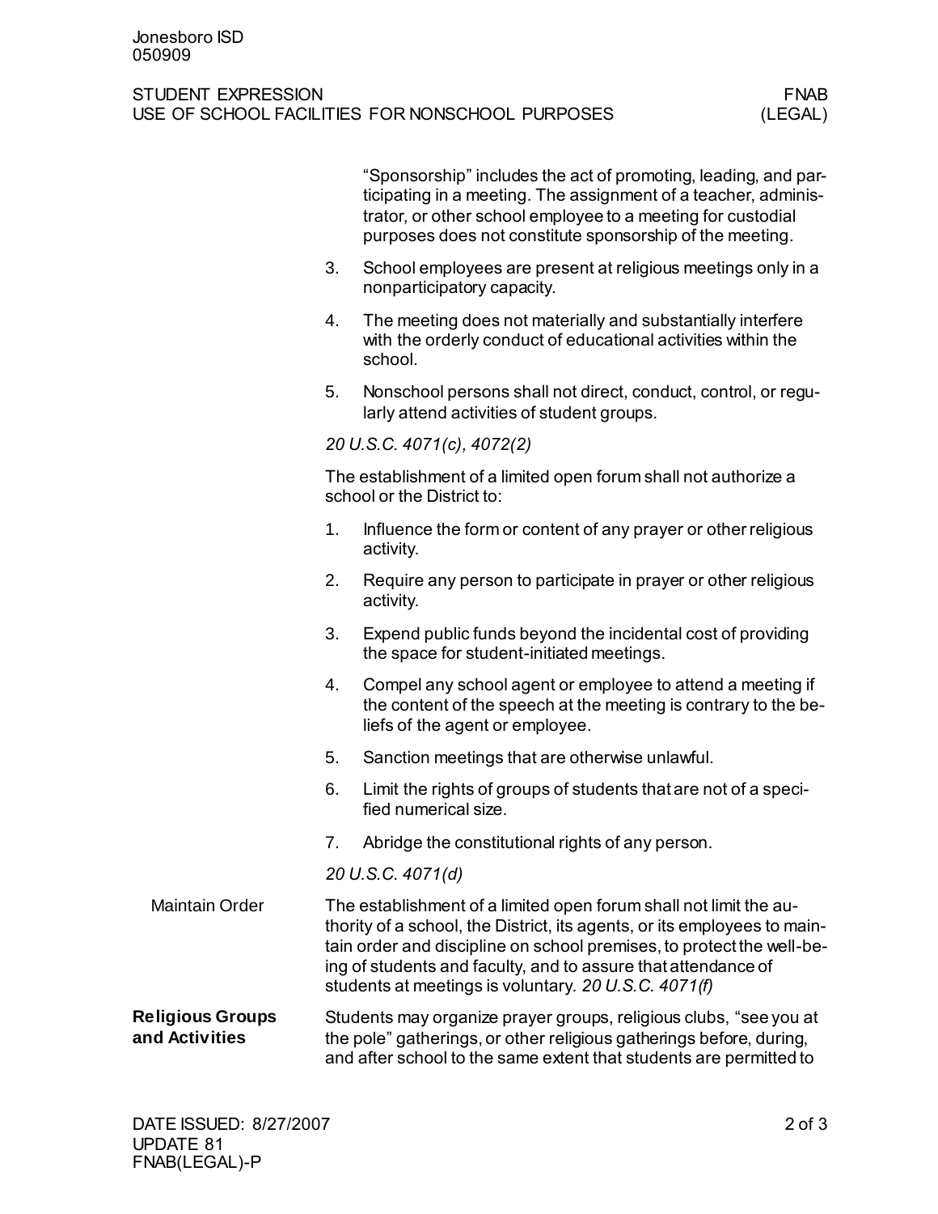"Sponsorship" includes the act of promoting, leading, and participating in a meeting. The assignment of a teacher, administrator, or other school employee to a meeting for custodial purposes does not constitute sponsorship of the meeting.

3. School employees are present at religious meetings only in a nonparticipatory capacity.
4. The meeting does not materially and substantially interfere with the orderly conduct of educational activities within the school.
5. Nonschool persons shall not direct, conduct, control, or regularly attend activities of student groups.

*20 U.S.C. 4071(c), 4072(2)*

The establishment of a limited open forum shall not authorize a school or the District to:

1. Influence the form or content of any prayer or other religious activity.
2. Require any person to participate in prayer or other religious activity.
3. Expend public funds beyond the incidental cost of providing the space for student-initiated meetings.
4. Compel any school agent or employee to attend a meeting if the content of the speech at the meeting is contrary to the beliefs of the agent or employee.
5. Sanction meetings that are otherwise unlawful.
6. Limit the rights of groups of students that are not of a specified numerical size.
7. Abridge the constitutional rights of any person.

*20 U.S.C. 4071(d)*

Maintain Order

The establishment of a limited open forum shall not limit the authority of a school, the District, its agents, or its employees to maintain order and discipline on school premises, to protect the well-being of students and faculty, and to assure that attendance of students at meetings is voluntary. *20 U.S.C. 4071(f)*

**Religious Groups and Activities**

Students may organize prayer groups, religious clubs, "see you at the pole" gatherings, or other religious gatherings before, during, and after school to the same extent that students are permitted to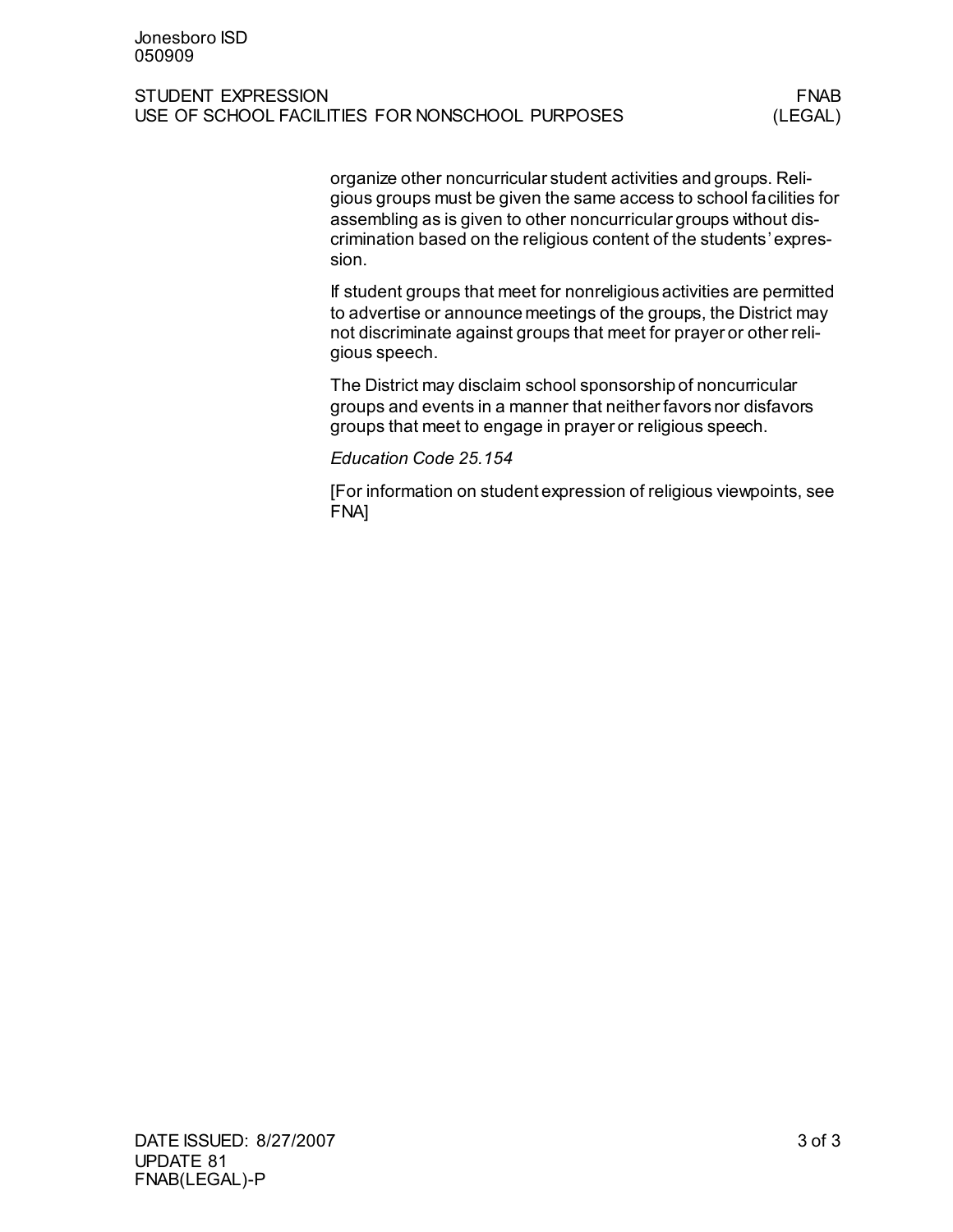organize other noncurricular student activities and groups. Religious groups must be given the same access to school facilities for assembling as is given to other noncurricular groups without discrimination based on the religious content of the students' expression.

If student groups that meet for nonreligious activities are permitted to advertise or announce meetings of the groups, the District may not discriminate against groups that meet for prayer or other religious speech.

The District may disclaim school sponsorship of noncurricular groups and events in a manner that neither favors nor disfavors groups that meet to engage in prayer or religious speech.

*Education Code 25.154*

[For information on student expression of religious viewpoints, see FNA]